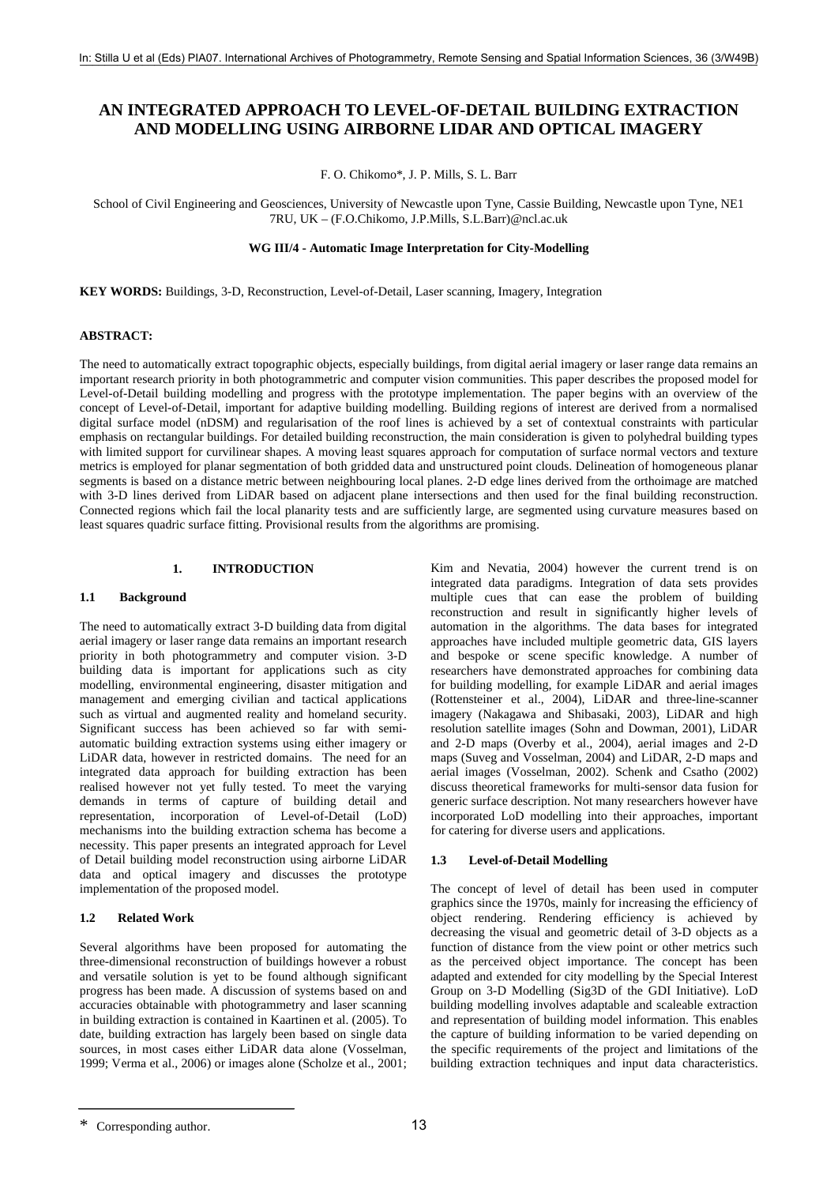# AN INTEGRATED APPROACH TO LEVEL-OF-DETAIL BUILDING EXTRACTION AND MODELLING USING AIRBORNE LIDAR AND OPTICAL IMAGERY

F. O. Chikomo*, J. P. Mills, S. L. Barr

School of Civil Engineering and Geosciences, University of Newcastle upon Tyne, Cassie Building, Newcastle upon Tyne, NE1 7RU, UK – (F.O.Chikomo, J.P.Mills, S.L.Barr)@ncl.ac.uk

**WG III/4 - Automatic Image Interpretation for City-Modelling**

**KEY WORDS:** Buildings, 3-D, Reconstruction, Level-of-Detail, Laser scanning, Imagery, Integration

**ABSTRACT:**

The need to automatically extract topographic objects, especially buildings, from digital aerial imagery or laser range data remains an important research priority in both photogrammetric and computer vision communities. This paper describes the proposed model for Level-of-Detail building modelling and progress with the prototype implementation. The paper begins with an overview of the concept of Level-of-Detail, important for adaptive building modelling. Building regions of interest are derived from a normalised digital surface model (nDSM) and regularisation of the roof lines is achieved by a set of contextual constraints with particular emphasis on rectangular buildings. For detailed building reconstruction, the main consideration is given to polyhedral building types with limited support for curvilinear shapes. A moving least squares approach for computation of surface normal vectors and texture metrics is employed for planar segmentation of both gridded data and unstructured point clouds. Delineation of homogeneous planar segments is based on a distance metric between neighbouring local planes. 2-D edge lines derived from the orthoimage are matched with 3-D lines derived from LiDAR based on adjacent plane intersections and then used for the final building reconstruction. Connected regions which fail the local planarity tests and are sufficiently large, are segmented using curvature measures based on least squares quadric surface fitting. Provisional results from the algorithms are promising.

## 1. INTRODUCTION

### 1.1 Background

The need to automatically extract 3-D building data from digital aerial imagery or laser range data remains an important research priority in both photogrammetry and computer vision. 3-D building data is important for applications such as city modelling, environmental engineering, disaster mitigation and management and emerging civilian and tactical applications such as virtual and augmented reality and homeland security. Significant success has been achieved so far with semi-automatic building extraction systems using either imagery or LiDAR data, however in restricted domains. The need for an integrated data approach for building extraction has been realised however not yet fully tested. To meet the varying demands in terms of capture of building detail and representation, incorporation of Level-of-Detail (LoD) mechanisms into the building extraction schema has become a necessity. This paper presents an integrated approach for Level of Detail building model reconstruction using airborne LiDAR data and optical imagery and discusses the prototype implementation of the proposed model.

### 1.2 Related Work

Several algorithms have been proposed for automating the three-dimensional reconstruction of buildings however a robust and versatile solution is yet to be found although significant progress has been made. A discussion of systems based on and accuracies obtainable with photogrammetry and laser scanning in building extraction is contained in Kaartinen et al. (2005). To date, building extraction has largely been based on single data sources, in most cases either LiDAR data alone (Vosselman, 1999; Verma et al., 2006) or images alone (Scholze et al., 2001; Kim and Nevatia, 2004) however the current trend is on integrated data paradigms. Integration of data sets provides multiple cues that can ease the problem of building reconstruction and result in significantly higher levels of automation in the algorithms. The data bases for integrated approaches have included multiple geometric data, GIS layers and bespoke or scene specific knowledge. A number of researchers have demonstrated approaches for combining data for building modelling, for example LiDAR and aerial images (Rottensteiner et al., 2004), LiDAR and three-line-scanner imagery (Nakagawa and Shibasaki, 2003), LiDAR and high resolution satellite images (Sohn and Dowman, 2001), LiDAR and 2-D maps (Overby et al., 2004), aerial images and 2-D maps (Suveg and Vosselman, 2004) and LiDAR, 2-D maps and aerial images (Vosselman, 2002). Schenk and Csatho (2002) discuss theoretical frameworks for multi-sensor data fusion for generic surface description. Not many researchers however have incorporated LoD modelling into their approaches, important for catering for diverse users and applications.

### 1.3 Level-of-Detail Modelling

The concept of level of detail has been used in computer graphics since the 1970s, mainly for increasing the efficiency of object rendering. Rendering efficiency is achieved by decreasing the visual and geometric detail of 3-D objects as a function of distance from the view point or other metrics such as the perceived object importance. The concept has been adapted and extended for city modelling by the Special Interest Group on 3-D Modelling (Sig3D of the GDI Initiative). LoD building modelling involves adaptable and scaleable extraction and representation of building model information. This enables the capture of building information to be varied depending on the specific requirements of the project and limitations of the building extraction techniques and input data characteristics.

* Corresponding author.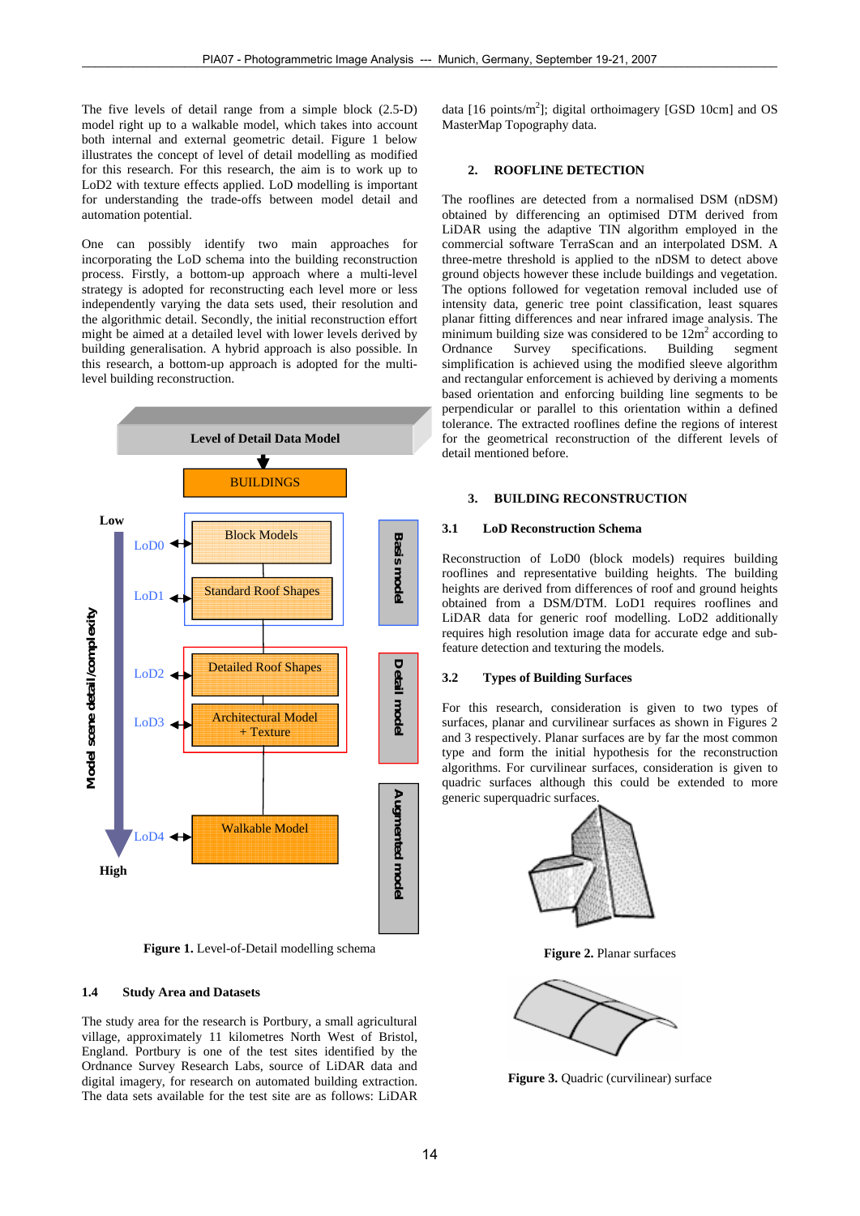The five levels of detail range from a simple block (2.5-D) model right up to a walkable model, which takes into account both internal and external geometric detail. Figure 1 below illustrates the concept of level of detail modelling as modified for this research. For this research, the aim is to work up to LoD2 with texture effects applied. LoD modelling is important for understanding the trade-offs between model detail and automation potential.

One can possibly identify two main approaches for incorporating the LoD schema into the building reconstruction process. Firstly, a bottom-up approach where a multi-level strategy is adopted for reconstructing each level more or less independently varying the data sets used, their resolution and the algorithmic detail. Secondly, the initial reconstruction effort might be aimed at a detailed level with lower levels derived by building generalisation. A hybrid approach is also possible. In this research, a bottom-up approach is adopted for the multi-level building reconstruction.

**Figure 1.** Level-of-Detail modelling schema

### 1.4 Study Area and Datasets

The study area for the research is Portbury, a small agricultural village, approximately 11 kilometres North West of Bristol, England. Portbury is one of the test sites identified by the Ordnance Survey Research Labs, source of LiDAR data and digital imagery, for research on automated building extraction. The data sets available for the test site are as follows: LiDAR data [16 points/m$^2$]; digital orthoimagery [GSD 10cm] and OS MasterMap Topography data.

## 2. ROOFLINE DETECTION

The rooflines are detected from a normalised DSM (nDSM) obtained by differencing an optimised DTM derived from LiDAR using the adaptive TIN algorithm employed in the commercial software TerraScan and an interpolated DSM. A three-metre threshold is applied to the nDSM to detect above ground objects however these include buildings and vegetation. The options followed for vegetation removal included use of intensity data, generic tree point classification, least squares planar fitting differences and near infrared image analysis. The minimum building size was considered to be 12m$^2$ according to Ordnance Survey specifications. Building segment simplification is achieved using the modified sleeve algorithm and rectangular enforcement is achieved by deriving a moments based orientation and enforcing building line segments to be perpendicular or parallel to this orientation within a defined tolerance. The extracted rooflines define the regions of interest for the geometrical reconstruction of the different levels of detail mentioned before.

## 3. BUILDING RECONSTRUCTION

### 3.1 LoD Reconstruction Schema

Reconstruction of LoD0 (block models) requires building rooflines and representative building heights. The building heights are derived from differences of roof and ground heights obtained from a DSM/DTM. LoD1 requires rooflines and LiDAR data for generic roof modelling. LoD2 additionally requires high resolution image data for accurate edge and sub-feature detection and texturing the models.

### 3.2 Types of Building Surfaces

For this research, consideration is given to two types of surfaces, planar and curvilinear surfaces as shown in Figures 2 and 3 respectively. Planar surfaces are by far the most common type and form the initial hypothesis for the reconstruction algorithms. For curvilinear surfaces, consideration is given to quadric surfaces although this could be extended to more generic superquadric surfaces.

**Figure 2.** Planar surfaces

**Figure 3.** Quadric (curvilinear) surface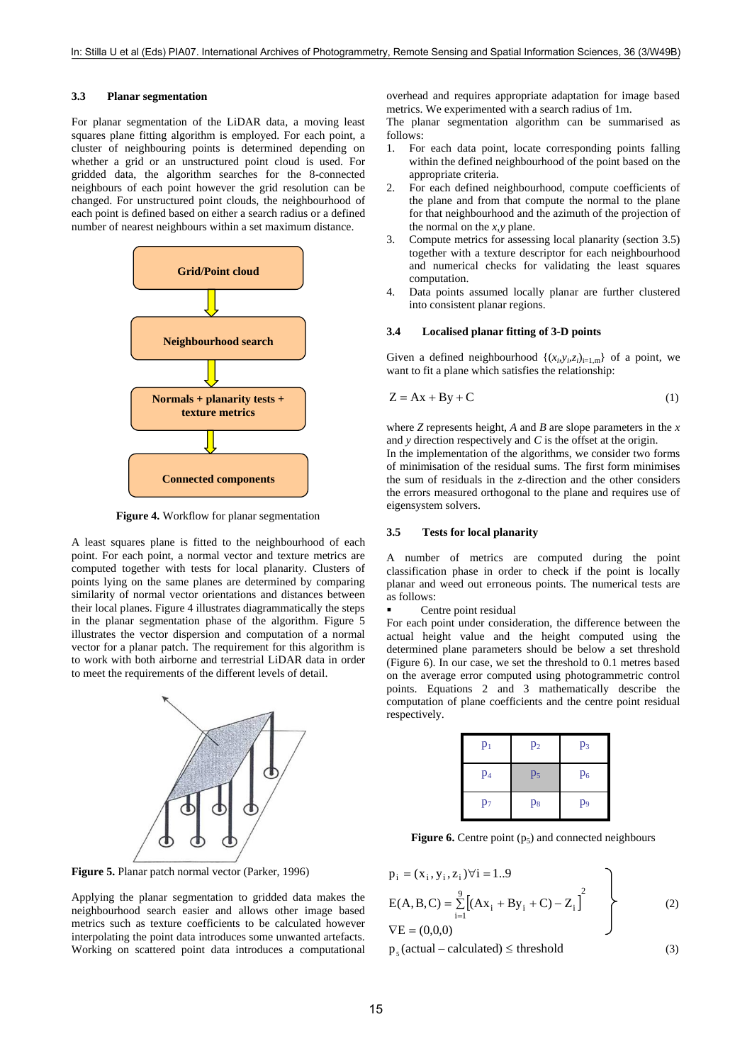### 3.3 Planar segmentation

For planar segmentation of the LiDAR data, a moving least squares plane fitting algorithm is employed. For each point, a cluster of neighbouring points is determined depending on whether a grid or an unstructured point cloud is used. For gridded data, the algorithm searches for the 8-connected neighbours of each point however the grid resolution can be changed. For unstructured point clouds, the neighbourhood of each point is defined based on either a search radius or a defined number of nearest neighbours within a set maximum distance.

**Figure 4.** Workflow for planar segmentation

A least squares plane is fitted to the neighbourhood of each point. For each point, a normal vector and texture metrics are computed together with tests for local planarity. Clusters of points lying on the same planes are determined by comparing similarity of normal vector orientations and distances between their local planes. Figure 4 illustrates diagrammatically the steps in the planar segmentation phase of the algorithm. Figure 5 illustrates the vector dispersion and computation of a normal vector for a planar patch. The requirement for this algorithm is to work with both airborne and terrestrial LiDAR data in order to meet the requirements of the different levels of detail.

**Figure 5.** Planar patch normal vector (Parker, 1996)

Applying the planar segmentation to gridded data makes the neighbourhood search easier and allows other image based metrics such as texture coefficients to be calculated however interpolating the point data introduces some unwanted artefacts. Working on scattered point data introduces a computational overhead and requires appropriate adaptation for image based metrics. We experimented with a search radius of 1m.

The planar segmentation algorithm can be summarised as follows:

1. For each data point, locate corresponding points falling within the defined neighbourhood of the point based on the appropriate criteria.
2. For each defined neighbourhood, compute coefficients of the plane and from that compute the normal to the plane for that neighbourhood and the azimuth of the projection of the normal on the *x,y* plane.
3. Compute metrics for assessing local planarity (section 3.5) together with a texture descriptor for each neighbourhood and numerical checks for validating the least squares computation.
4. Data points assumed locally planar are further clustered into consistent planar regions.

### 3.4 Localised planar fitting of 3-D points

Given a defined neighbourhood $\{(x_i, y_i, z_i)_{i=1,m}\}$ of a point, we want to fit a plane which satisfies the relationship:

$$Z = Ax + By + C \tag{1}$$

where *Z* represents height, *A* and *B* are slope parameters in the *x* and *y* direction respectively and *C* is the offset at the origin.

In the implementation of the algorithms, we consider two forms of minimisation of the residual sums. The first form minimises the sum of residuals in the *z*-direction and the other considers the errors measured orthogonal to the plane and requires use of eigensystem solvers.

### 3.5 Tests for local planarity

A number of metrics are computed during the point classification phase in order to check if the point is locally planar and weed out erroneous points. The numerical tests are as follows:

- Centre point residual

For each point under consideration, the difference between the actual height value and the height computed using the determined plane parameters should be below a set threshold (Figure 6). In our case, we set the threshold to 0.1 metres based on the average error computed using photogrammetric control points. Equations 2 and 3 mathematically describe the computation of plane coefficients and the centre point residual respectively.

| $p_1$ | $p_2$ | $p_3$ |
|---|---|---|
| $p_4$ | $p_5$ | $p_6$ |
| $p_7$ | $p_8$ | $p_9$ |

**Figure 6.** Centre point ($p_5$) and connected neighbours

$$\left.\begin{aligned} &p_i = (x_i, y_i, z_i) \forall i = 1..9 \\ &E(A,B,C) = \sum_{i=1}^{9} \left[ (Ax_i + By_i + C) - Z_i \right]^2 \\ &\nabla E = (0,0,0) \end{aligned}\right\} \tag{2}$$

$$p_5(\text{actual} - \text{calculated}) \le \text{threshold} \tag{3}$$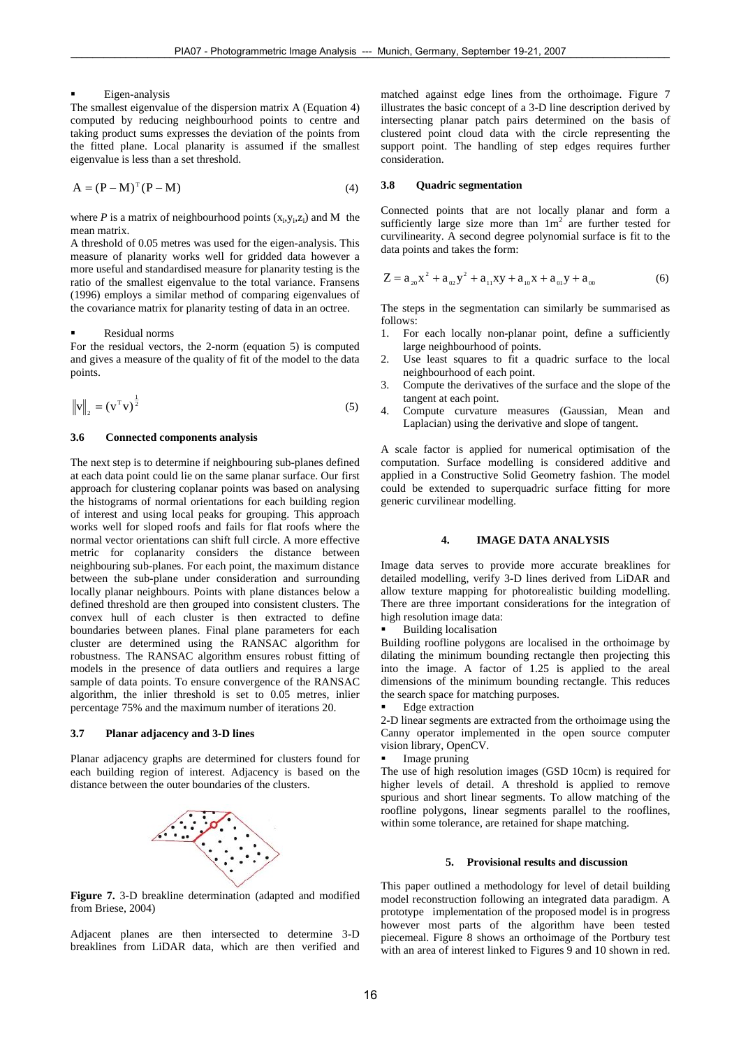- Eigen-analysis

The smallest eigenvalue of the dispersion matrix A (Equation 4) computed by reducing neighbourhood points to centre and taking product sums expresses the deviation of the points from the fitted plane. Local planarity is assumed if the smallest eigenvalue is less than a set threshold.

$$A = (P - M)^T (P - M) \tag{4}$$

where *P* is a matrix of neighbourhood points ($x_i, y_i, z_i$) and M the mean matrix.

A threshold of 0.05 metres was used for the eigen-analysis. This measure of planarity works well for gridded data however a more useful and standardised measure for planarity testing is the ratio of the smallest eigenvalue to the total variance. Fransens (1996) employs a similar method of comparing eigenvalues of the covariance matrix for planarity testing of data in an octree.

- Residual norms

For the residual vectors, the 2-norm (equation 5) is computed and gives a measure of the quality of fit of the model to the data points.

$$\|v\|_2 = (v^T v)^{\frac{1}{2}} \tag{5}$$

### 3.6 Connected components analysis

The next step is to determine if neighbouring sub-planes defined at each data point could lie on the same planar surface. Our first approach for clustering coplanar points was based on analysing the histograms of normal orientations for each building region of interest and using local peaks for grouping. This approach works well for sloped roofs and fails for flat roofs where the normal vector orientations can shift full circle. A more effective metric for coplanarity considers the distance between neighbouring sub-planes. For each point, the maximum distance between the sub-plane under consideration and surrounding locally planar neighbours. Points with plane distances below a defined threshold are then grouped into consistent clusters. The convex hull of each cluster is then extracted to define boundaries between planes. Final plane parameters for each cluster are determined using the RANSAC algorithm for robustness. The RANSAC algorithm ensures robust fitting of models in the presence of data outliers and requires a large sample of data points. To ensure convergence of the RANSAC algorithm, the inlier threshold is set to 0.05 metres, inlier percentage 75% and the maximum number of iterations 20.

### 3.7 Planar adjacency and 3-D lines

Planar adjacency graphs are determined for clusters found for each building region of interest. Adjacency is based on the distance between the outer boundaries of the clusters.

**Figure 7.** 3-D breakline determination (adapted and modified from Briese, 2004)

Adjacent planes are then intersected to determine 3-D breaklines from LiDAR data, which are then verified and matched against edge lines from the orthoimage. Figure 7 illustrates the basic concept of a 3-D line description derived by intersecting planar patch pairs determined on the basis of clustered point cloud data with the circle representing the support point. The handling of step edges requires further consideration.

### 3.8 Quadric segmentation

Connected points that are not locally planar and form a sufficiently large size more than 1m$^2$ are further tested for curvilinearity. A second degree polynomial surface is fit to the data points and takes the form:

$$Z = a_{20}x^2 + a_{02}y^2 + a_{11}xy + a_{10}x + a_{01}y + a_{00} \tag{6}$$

The steps in the segmentation can similarly be summarised as follows:

1. For each locally non-planar point, define a sufficiently large neighbourhood of points.
2. Use least squares to fit a quadric surface to the local neighbourhood of each point.
3. Compute the derivatives of the surface and the slope of the tangent at each point.
4. Compute curvature measures (Gaussian, Mean and Laplacian) using the derivative and slope of tangent.

A scale factor is applied for numerical optimisation of the computation. Surface modelling is considered additive and applied in a Constructive Solid Geometry fashion. The model could be extended to superquadric surface fitting for more generic curvilinear modelling.

## 4. IMAGE DATA ANALYSIS

Image data serves to provide more accurate breaklines for detailed modelling, verify 3-D lines derived from LiDAR and allow texture mapping for photorealistic building modelling. There are three important considerations for the integration of high resolution image data:

- Building localisation

Building roofline polygons are localised in the orthoimage by dilating the minimum bounding rectangle then projecting this into the image. A factor of 1.25 is applied to the areal dimensions of the minimum bounding rectangle. This reduces the search space for matching purposes.

- Edge extraction

2-D linear segments are extracted from the orthoimage using the Canny operator implemented in the open source computer vision library, OpenCV.

- Image pruning

The use of high resolution images (GSD 10cm) is required for higher levels of detail. A threshold is applied to remove spurious and short linear segments. To allow matching of the roofline polygons, linear segments parallel to the rooflines, within some tolerance, are retained for shape matching.

## 5. Provisional results and discussion

This paper outlined a methodology for level of detail building model reconstruction following an integrated data paradigm. A prototype implementation of the proposed model is in progress however most parts of the algorithm have been tested piecemeal. Figure 8 shows an orthoimage of the Portbury test with an area of interest linked to Figures 9 and 10 shown in red.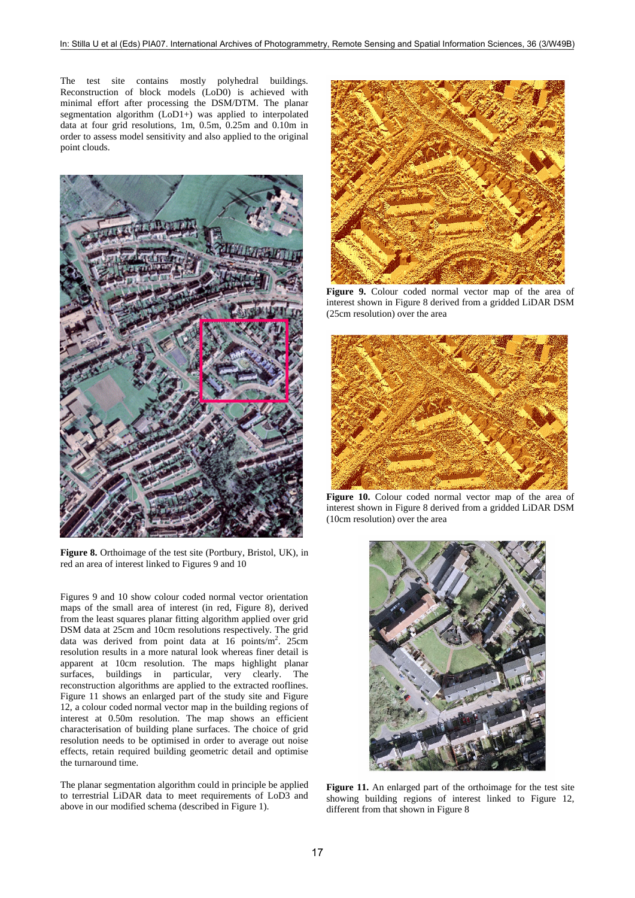The test site contains mostly polyhedral buildings. Reconstruction of block models (LoD0) is achieved with minimal effort after processing the DSM/DTM. The planar segmentation algorithm (LoD1+) was applied to interpolated data at four grid resolutions, 1m, 0.5m, 0.25m and 0.10m in order to assess model sensitivity and also applied to the original point clouds.

**Figure 8.** Orthoimage of the test site (Portbury, Bristol, UK), in red an area of interest linked to Figures 9 and 10

Figures 9 and 10 show colour coded normal vector orientation maps of the small area of interest (in red, Figure 8), derived from the least squares planar fitting algorithm applied over grid DSM data at 25cm and 10cm resolutions respectively. The grid data was derived from point data at 16 points/m$^2$. 25cm resolution results in a more natural look whereas finer detail is apparent at 10cm resolution. The maps highlight planar surfaces, buildings in particular, very clearly. The reconstruction algorithms are applied to the extracted rooflines. Figure 11 shows an enlarged part of the study site and Figure 12, a colour coded normal vector map in the building regions of interest at 0.50m resolution. The map shows an efficient characterisation of building plane surfaces. The choice of grid resolution needs to be optimised in order to average out noise effects, retain required building geometric detail and optimise the turnaround time.

The planar segmentation algorithm could in principle be applied to terrestrial LiDAR data to meet requirements of LoD3 and above in our modified schema (described in Figure 1).

**Figure 9.** Colour coded normal vector map of the area of interest shown in Figure 8 derived from a gridded LiDAR DSM (25cm resolution) over the area

**Figure 10.** Colour coded normal vector map of the area of interest shown in Figure 8 derived from a gridded LiDAR DSM (10cm resolution) over the area

**Figure 11.** An enlarged part of the orthoimage for the test site showing building regions of interest linked to Figure 12, different from that shown in Figure 8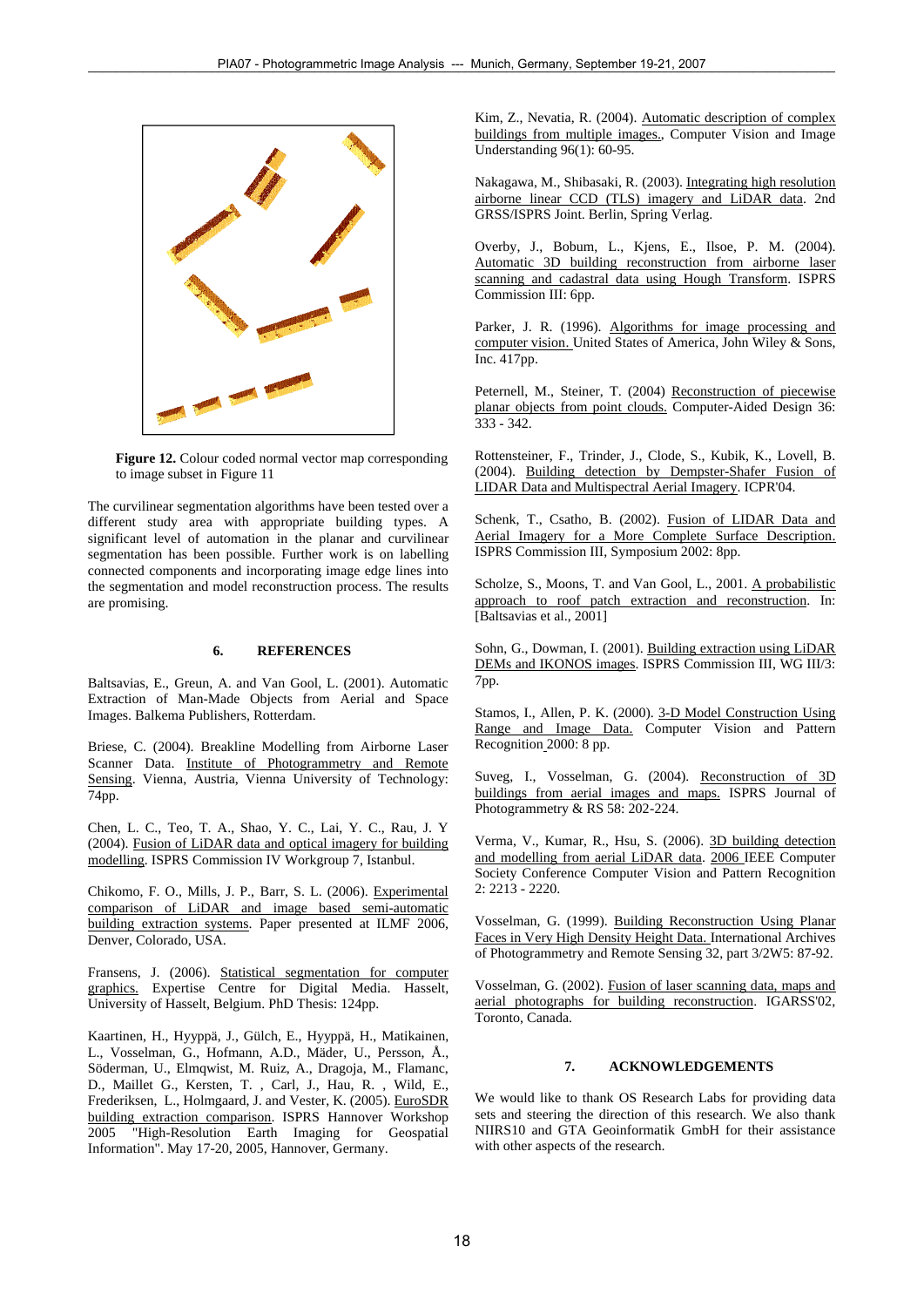**Figure 12.** Colour coded normal vector map corresponding to image subset in Figure 11

The curvilinear segmentation algorithms have been tested over a different study area with appropriate building types. A significant level of automation in the planar and curvilinear segmentation has been possible. Further work is on labelling connected components and incorporating image edge lines into the segmentation and model reconstruction process. The results are promising.

## 6. REFERENCES

Baltsavias, E., Greun, A. and Van Gool, L. (2001). Automatic Extraction of Man-Made Objects from Aerial and Space Images. Balkema Publishers, Rotterdam.

Briese, C. (2004). Breakline Modelling from Airborne Laser Scanner Data. Institute of Photogrammetry and Remote Sensing. Vienna, Austria, Vienna University of Technology: 74pp.

Chen, L. C., Teo, T. A., Shao, Y. C., Lai, Y. C., Rau, J. Y (2004). Fusion of LiDAR data and optical imagery for building modelling. ISPRS Commission IV Workgroup 7, Istanbul.

Chikomo, F. O., Mills, J. P., Barr, S. L. (2006). Experimental comparison of LiDAR and image based semi-automatic building extraction systems. Paper presented at ILMF 2006, Denver, Colorado, USA.

Fransens, J. (2006). Statistical segmentation for computer graphics. Expertise Centre for Digital Media. Hasselt, University of Hasselt, Belgium. PhD Thesis: 124pp.

Kaartinen, H., Hyyppä, J., Gülch, E., Hyyppä, H., Matikainen, L., Vosselman, G., Hofmann, A.D., Mäder, U., Persson, Å., Söderman, U., Elmqwist, M. Ruiz, A., Dragoja, M., Flamanc, D., Maillet G., Kersten, T. , Carl, J., Hau, R. , Wild, E., Frederiksen, L., Holmgaard, J. and Vester, K. (2005). EuroSDR building extraction comparison. ISPRS Hannover Workshop 2005 "High-Resolution Earth Imaging for Geospatial Information". May 17-20, 2005, Hannover, Germany.

Kim, Z., Nevatia, R. (2004). Automatic description of complex buildings from multiple images., Computer Vision and Image Understanding 96(1): 60-95.

Nakagawa, M., Shibasaki, R. (2003). Integrating high resolution airborne linear CCD (TLS) imagery and LiDAR data. 2nd GRSS/ISPRS Joint. Berlin, Spring Verlag.

Overby, J., Bobum, L., Kjens, E., Ilsoe, P. M. (2004). Automatic 3D building reconstruction from airborne laser scanning and cadastral data using Hough Transform. ISPRS Commission III: 6pp.

Parker, J. R. (1996). Algorithms for image processing and computer vision. United States of America, John Wiley & Sons, Inc. 417pp.

Peternell, M., Steiner, T. (2004) Reconstruction of piecewise planar objects from point clouds. Computer-Aided Design 36: 333 - 342.

Rottensteiner, F., Trinder, J., Clode, S., Kubik, K., Lovell, B. (2004). Building detection by Dempster-Shafer Fusion of LIDAR Data and Multispectral Aerial Imagery. ICPR'04.

Schenk, T., Csatho, B. (2002). Fusion of LIDAR Data and Aerial Imagery for a More Complete Surface Description. ISPRS Commission III, Symposium 2002: 8pp.

Scholze, S., Moons, T. and Van Gool, L., 2001. A probabilistic approach to roof patch extraction and reconstruction. In: [Baltsavias et al., 2001]

Sohn, G., Dowman, I. (2001). Building extraction using LiDAR DEMs and IKONOS images. ISPRS Commission III, WG III/3: 7pp.

Stamos, I., Allen, P. K. (2000). 3-D Model Construction Using Range and Image Data. Computer Vision and Pattern Recognition 2000: 8 pp.

Suveg, I., Vosselman, G. (2004). Reconstruction of 3D buildings from aerial images and maps. ISPRS Journal of Photogrammetry & RS 58: 202-224.

Verma, V., Kumar, R., Hsu, S. (2006). 3D building detection and modelling from aerial LiDAR data. 2006 IEEE Computer Society Conference Computer Vision and Pattern Recognition 2: 2213 - 2220.

Vosselman, G. (1999). Building Reconstruction Using Planar Faces in Very High Density Height Data. International Archives of Photogrammetry and Remote Sensing 32, part 3/2W5: 87-92.

Vosselman, G. (2002). Fusion of laser scanning data, maps and aerial photographs for building reconstruction. IGARSS'02, Toronto, Canada.

## 7. ACKNOWLEDGEMENTS

We would like to thank OS Research Labs for providing data sets and steering the direction of this research. We also thank NIIRS10 and GTA Geoinformatik GmbH for their assistance with other aspects of the research.